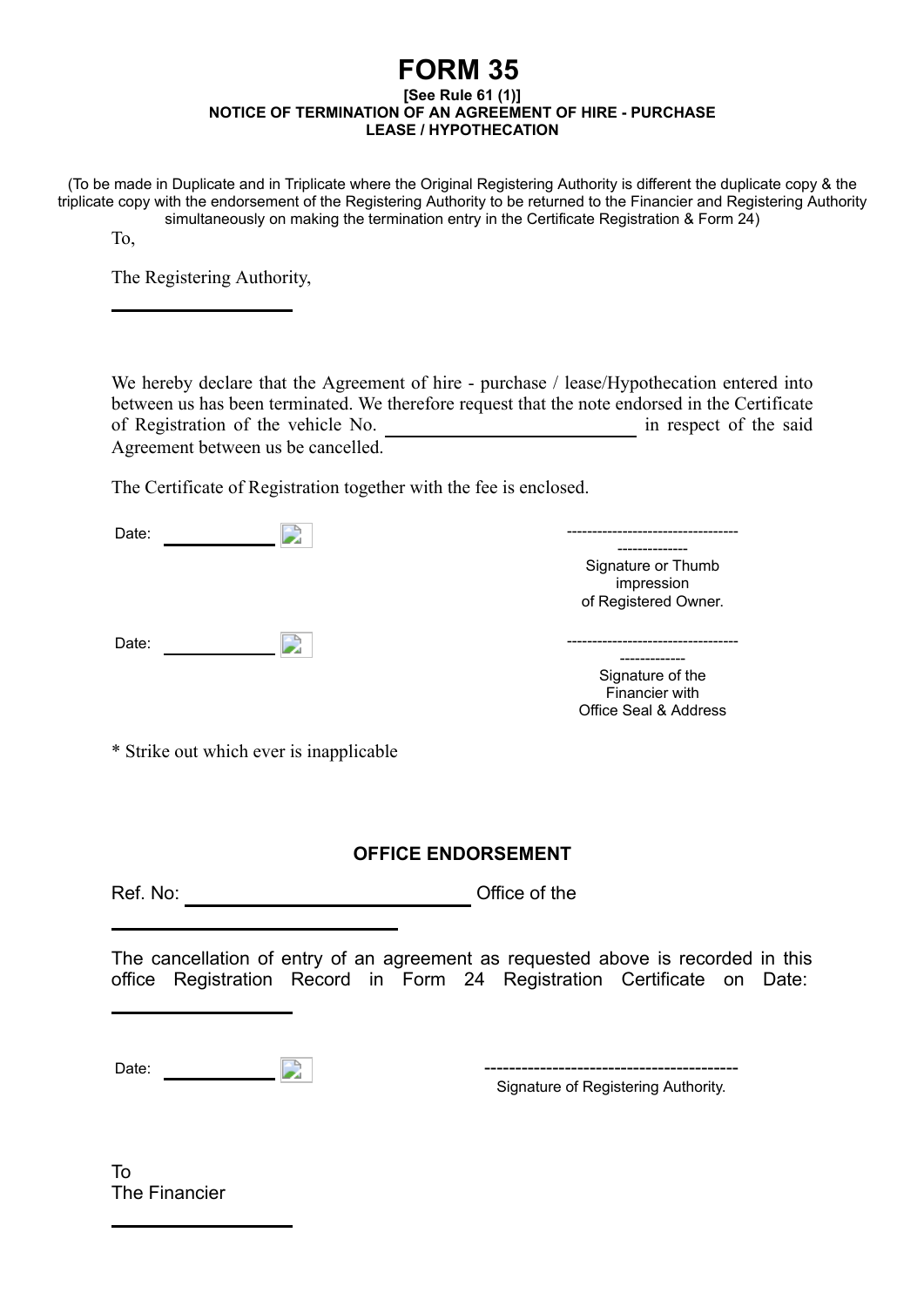# FORM 35

**[See Rule 61 (1)]**

**NOTICE OF TERMINATION OF AN AGREEMENT OF HIRE - PURCHASE LEASE / HYPOTHECATION**

(To be made in Duplicate and in Triplicate where the Original Registering Authority is different the duplicate copy & the triplicate copy with the endorsement of the Registering Authority to be returned to the Financier and Registering Authority simultaneously on making the termination entry in the Certificate Registration & Form 24)

To,

The Registering Authority,

______________________

We hereby declare that the Agreement of hire - purchase / lease/Hypothecation entered into between us has been terminated. We therefore request that the note endorsed in the Certificate of Registration of the vehicle No. ______________________ in respect of the said Agreement between us be cancelled.

The Certificate of Registration together with the fee is enclosed.

Date: ____________

-----------------------------------------------
Signature or Thumb impression of Registered Owner.

Date: ____________

-----------------------------------------------
Signature of the Financier with Office Seal & Address

* Strike out which ever is inapplicable

## OFFICE ENDORSEMENT

Ref. No: ______________________ Office of the

______________________

The cancellation of entry of an agreement as requested above is recorded in this office Registration Record in Form 24 Registration Certificate on Date: ______________________

Date: ____________

----------------------------------------
Signature of Registering Authority.

To
The Financier

______________________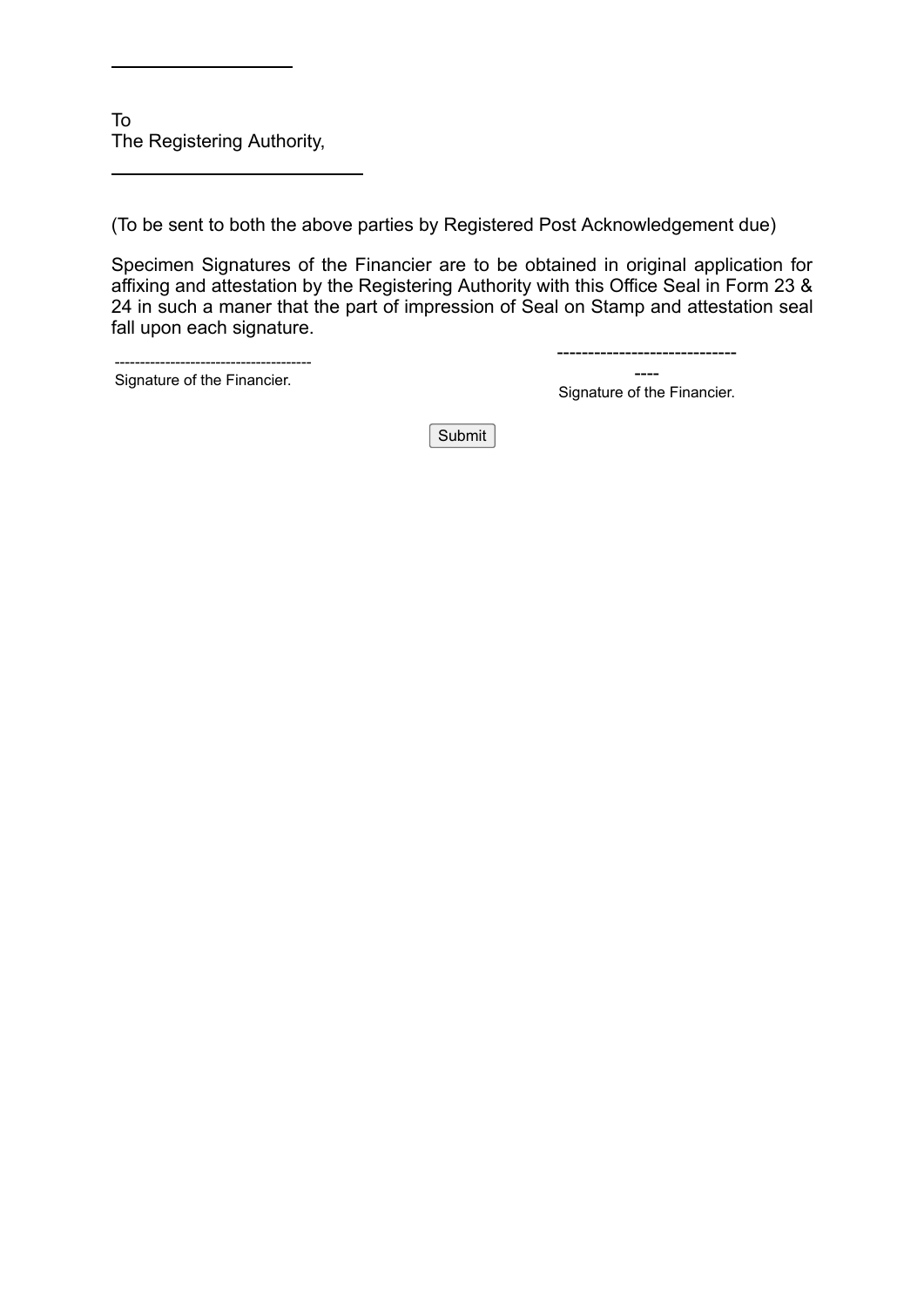\_\_\_\_\_\_\_\_\_\_\_\_\_\_\_\_\_\_

To
The Registering Authority,

\_\_\_\_\_\_\_\_\_\_\_\_\_\_\_\_\_\_\_\_\_\_\_\_\_

(To be sent to both the above parties by Registered Post Acknowledgement due)

Specimen Signatures of the Financier are to be obtained in original application for affixing and attestation by the Registering Authority with this Office Seal in Form 23 & 24 in such a maner that the part of impression of Seal on Stamp and attestation seal fall upon each signature.

| | |
|---|---|
| -------------------------------------- | -------------------------------- |
| Signature of the Financier. | Signature of the Financier. |

Submit